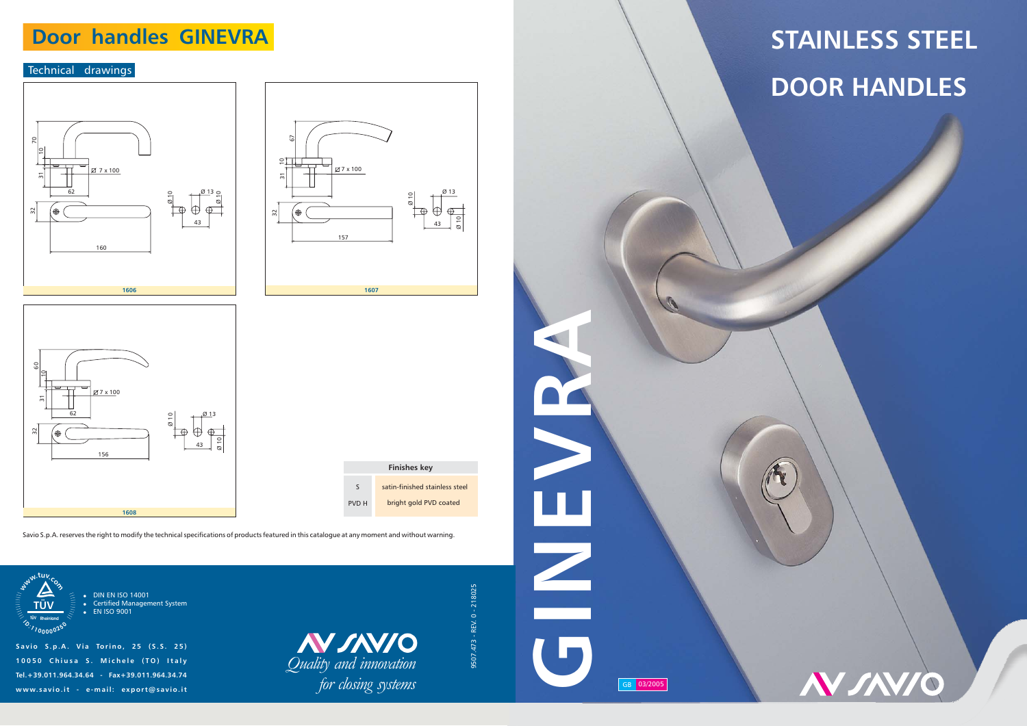# Door handles GINEVRA

## Technical drawings

70
10
31
Ø 7 x 100
62
32
160
Ø 10
Ø 13
Ø 10
43

**1606**

67
10
31
Ø 7 x 100
32
157
Ø 10
Ø 13
43
Ø 10

**1607**

60
10
31
Ø 7 x 100
62
32
156
Ø 10
Ø 13
43
Ø 10

**1608**

| Finishes key | |
|---|---|
| S | satin-finished stainless steel |
| PVD H | bright gold PVD coated |

Savio S.p.A. reserves the right to modify the technical specifications of products featured in this catalogue at any moment and without warning.

- DIN EN ISO 14001
- Certified Management System
- EN ISO 9001

**Savio S.p.A. Via Torino, 25 (S.S. 25)**
**10050 Chiusa S. Michele (TO) Italy**
**Tel.+39.011.964.34.64 - Fax+39.011.964.34.74**
**www.savio.it - e-mail: export@savio.it**

SAVIO
*Quality and innovation for closing systems*

9507.473 - REV. 0 - 218025

# STAINLESS STEEL DOOR HANDLES

# GINEVRA

GB 03/2005

SAVIO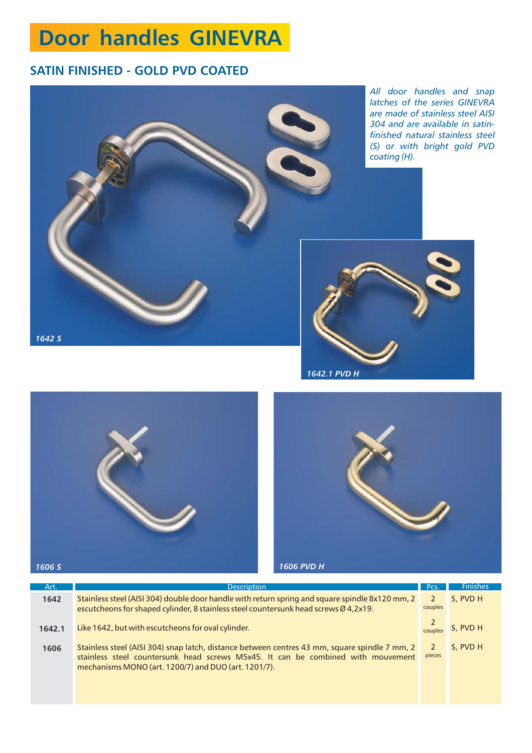# Door handles GINEVRA

## SATIN FINISHED - GOLD PVD COATED

*All door handles and snap latches of the series GINEVRA are made of stainless steel AISI 304 and are available in satin-finished natural stainless steel (S) or with bright gold PVD coating (H).*

*1642 S*

*1642.1 PVD H*

*1606 S*

*1606 PVD H*

| Art. | Description | Pcs. | Finishes |
|---|---|---|---|
| **1642** | Stainless steel (AISI 304) double door handle with return spring and square spindle 8x120 mm, 2 escutcheons for shaped cylinder, 8 stainless steel countersunk head screws Ø 4,2x19. | 2 couples | S, PVD H |
| **1642.1** | Like 1642, but with escutcheons for oval cylinder. | 2 couples | S, PVD H |
| **1606** | Stainless steel (AISI 304) snap latch, distance between centres 43 mm, square spindle 7 mm, 2 stainless steel countersunk head screws M5x45. It can be combined with mouvement mechanisms MONO (art. 1200/7) and DUO (art. 1201/7). | 2 pieces | S, PVD H |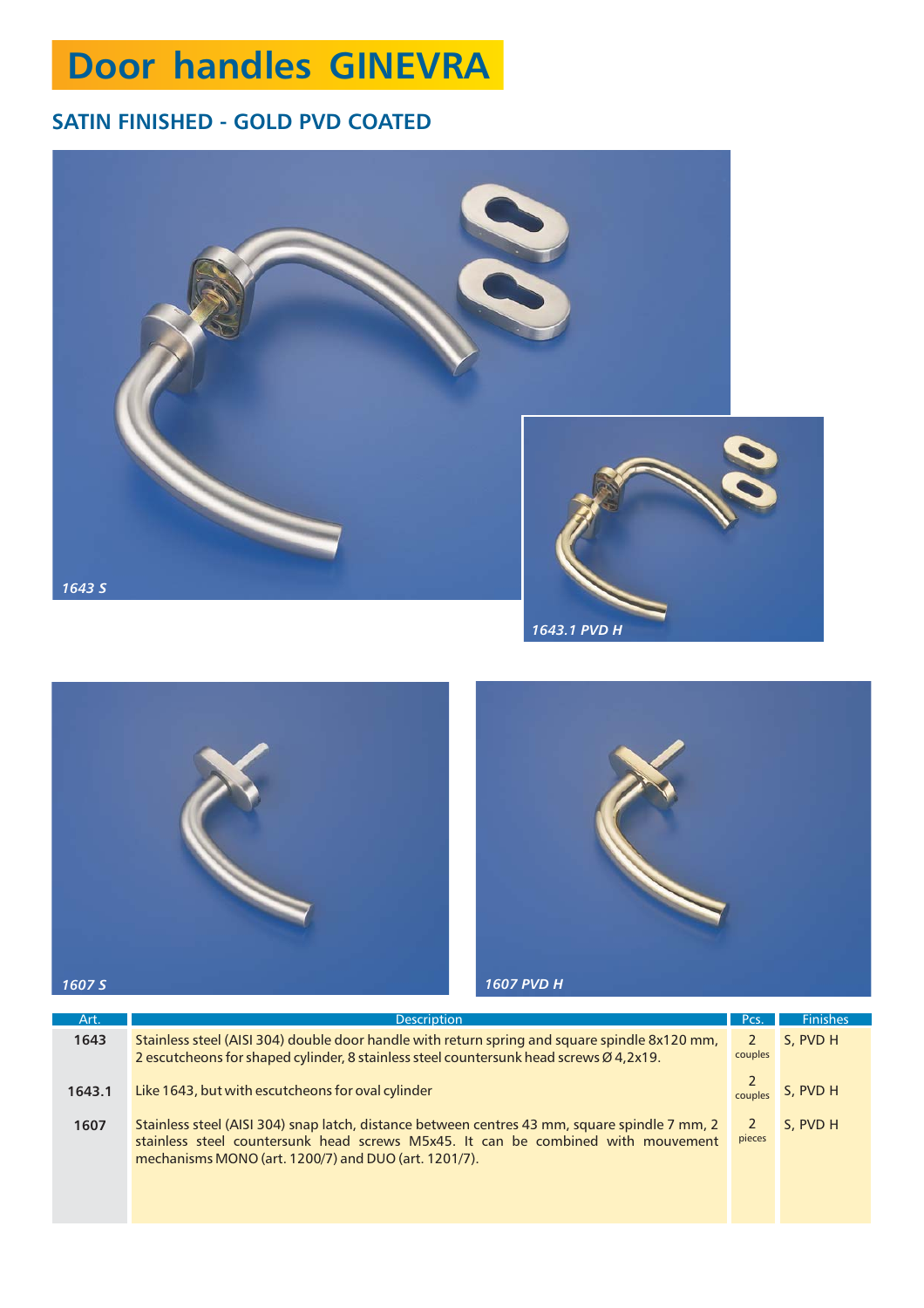# Door handles GINEVRA

## SATIN FINISHED - GOLD PVD COATED

*1643 S*

*1643.1 PVD H*

*1607 S*

*1607 PVD H*

| Art. | Description | Pcs. | Finishes |
|---|---|---|---|
| **1643** | Stainless steel (AISI 304) double door handle with return spring and square spindle 8x120 mm, 2 escutcheons for shaped cylinder, 8 stainless steel countersunk head screws Ø 4,2x19. | 2 couples | S, PVD H |
| **1643.1** | Like 1643, but with escutcheons for oval cylinder | 2 couples | S, PVD H |
| **1607** | Stainless steel (AISI 304) snap latch, distance between centres 43 mm, square spindle 7 mm, 2 stainless steel countersunk head screws M5x45. It can be combined with mouvement mechanisms MONO (art. 1200/7) and DUO (art. 1201/7). | 2 pieces | S, PVD H |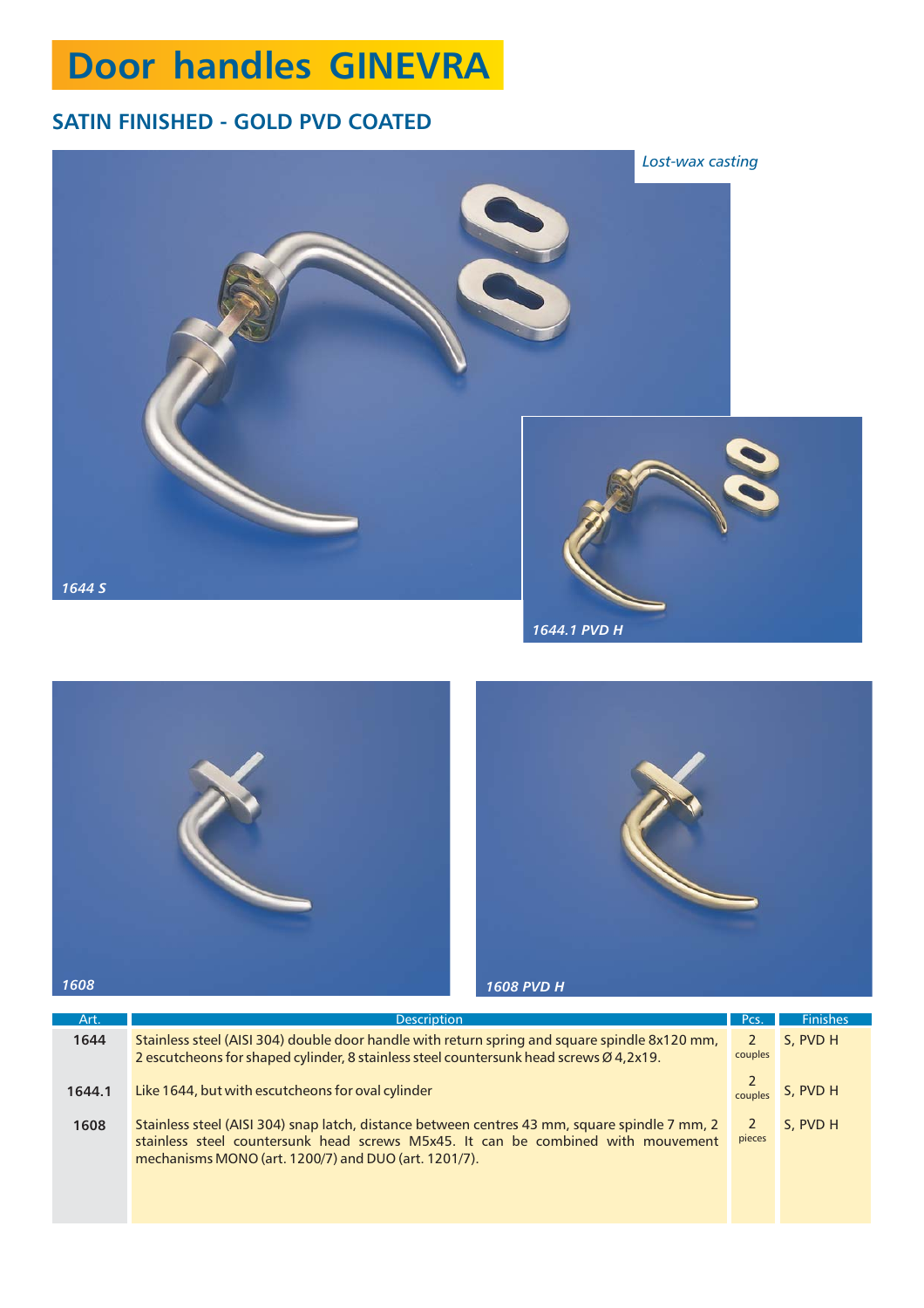# Door handles GINEVRA

## SATIN FINISHED - GOLD PVD COATED

*Lost-wax casting*

*1644 S*

*1644.1 PVD H*

*1608*

*1608 PVD H*

| Art. | Description | Pcs. | Finishes |
|---|---|---|---|
| **1644** | Stainless steel (AISI 304) double door handle with return spring and square spindle 8x120 mm, 2 escutcheons for shaped cylinder, 8 stainless steel countersunk head screws Ø 4,2x19. | 2 couples | S, PVD H |
| **1644.1** | Like 1644, but with escutcheons for oval cylinder | 2 couples | S, PVD H |
| **1608** | Stainless steel (AISI 304) snap latch, distance between centres 43 mm, square spindle 7 mm, 2 stainless steel countersunk head screws M5x45. It can be combined with mouvement mechanisms MONO (art. 1200/7) and DUO (art. 1201/7). | 2 pieces | S, PVD H |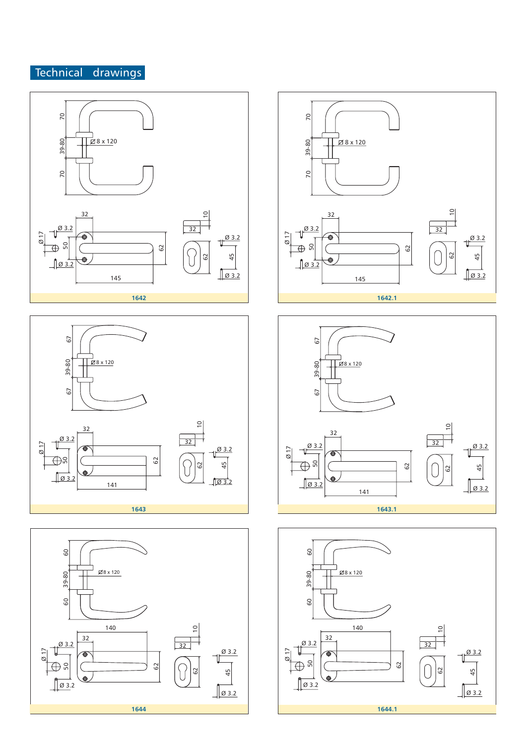# Technical drawings

70

39-80

Ø 8 x 120

70

32

Ø 3.2

Ø 17

50

Ø 3.2

145

62

10

32

Ø 3.2

62

45

Ø 3.2

1642

70

39-80

Ø 8 x 120

70

32

Ø 3.2

Ø 17

50

Ø 3.2

145

62

10

32

Ø 3.2

62

45

Ø 3.2

1642.1

67

39-80

Ø 8 x 120

67

32

Ø 3.2

Ø 17

50

Ø 3.2

141

62

10

32

Ø 3.2

62

45

Ø 3.2

1643

67

39-80

Ø 8 x 120

67

32

Ø 3.2

Ø 17

50

Ø 3.2

141

62

10

32

Ø 3.2

62

45

Ø 3.2

1643.1

60

39-80

Ø 8 x 120

60

140

32

Ø 3.2

Ø 17

50

Ø 3.2

62

10

32

Ø 3.2

62

45

Ø 3.2

1644

60

39-80

Ø 8 x 120

60

140

32

Ø 3.2

Ø 17

50

Ø 3.2

62

10

32

Ø 3.2

62

45

Ø 3.2

1644.1